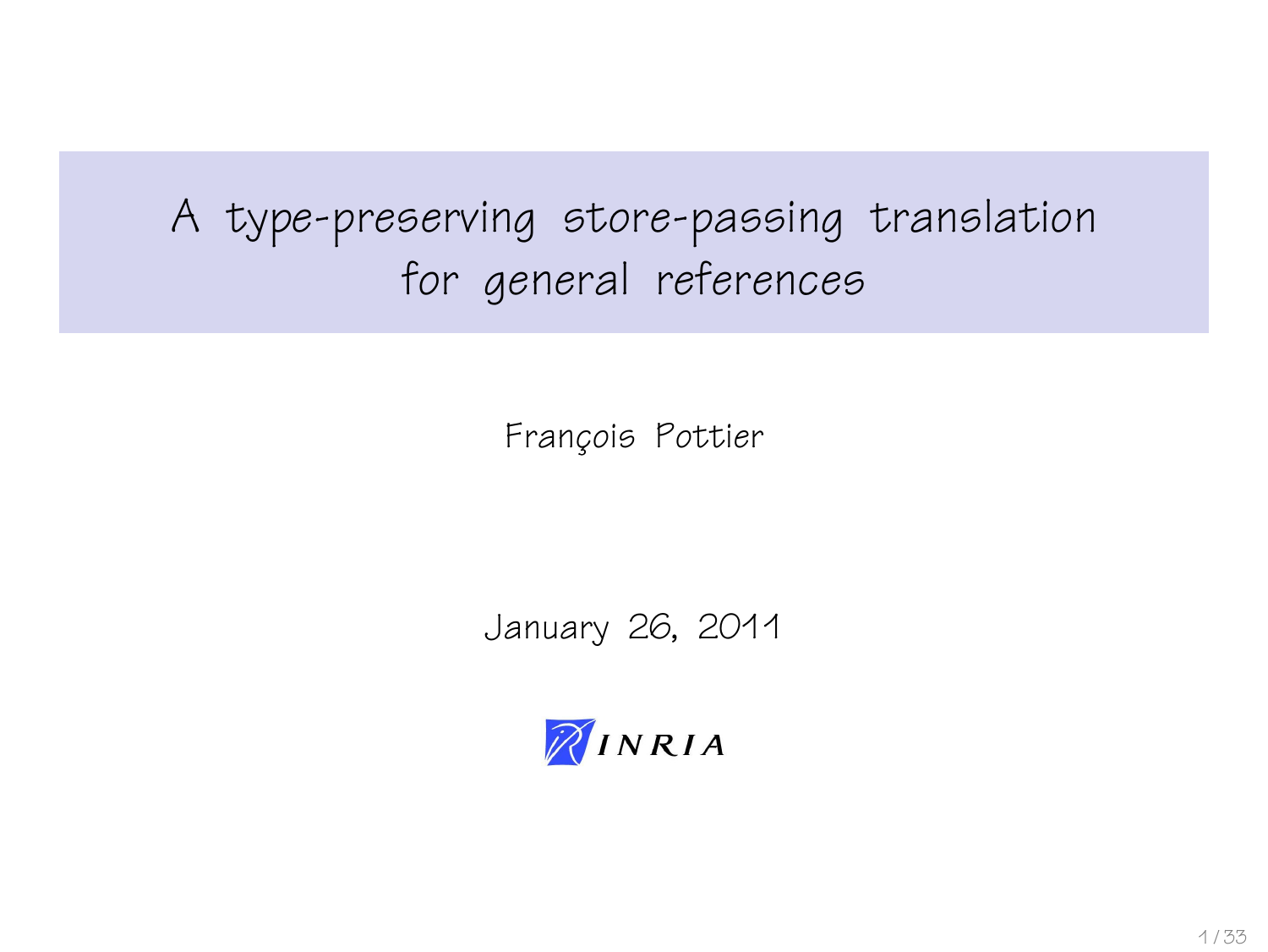# A type-preserving store-passing translation for general references

François Pottier

January 26, 2011

INRIA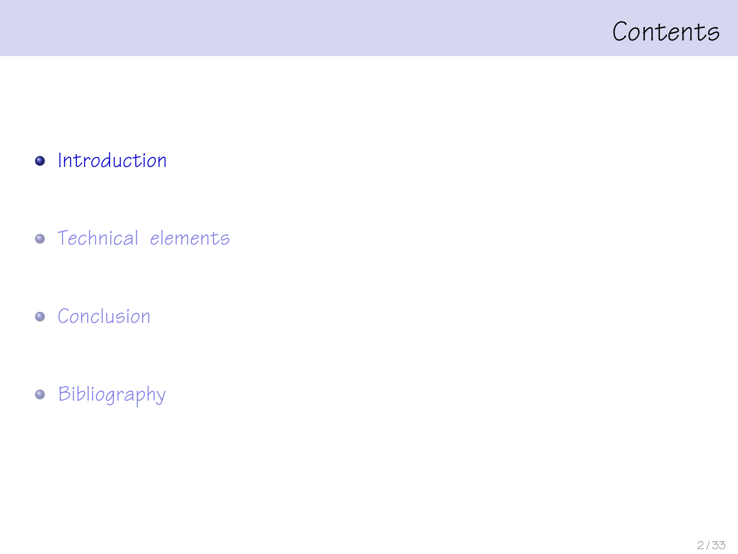# Contents

- Introduction
- Technical elements
- Conclusion
- Bibliography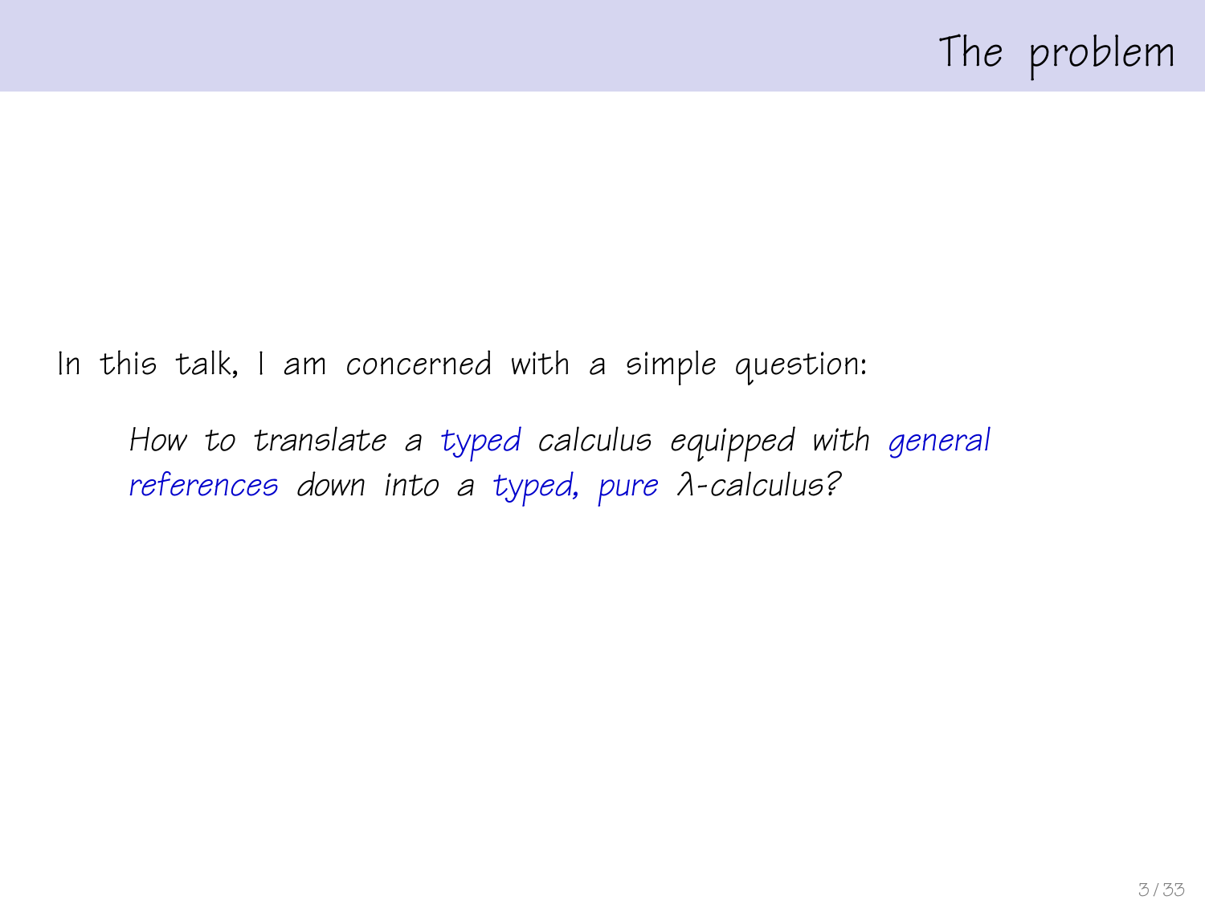# The problem

In this talk, I am concerned with a simple question:

> *How to translate a typed calculus equipped with general references down into a typed, pure $\lambda$-calculus?*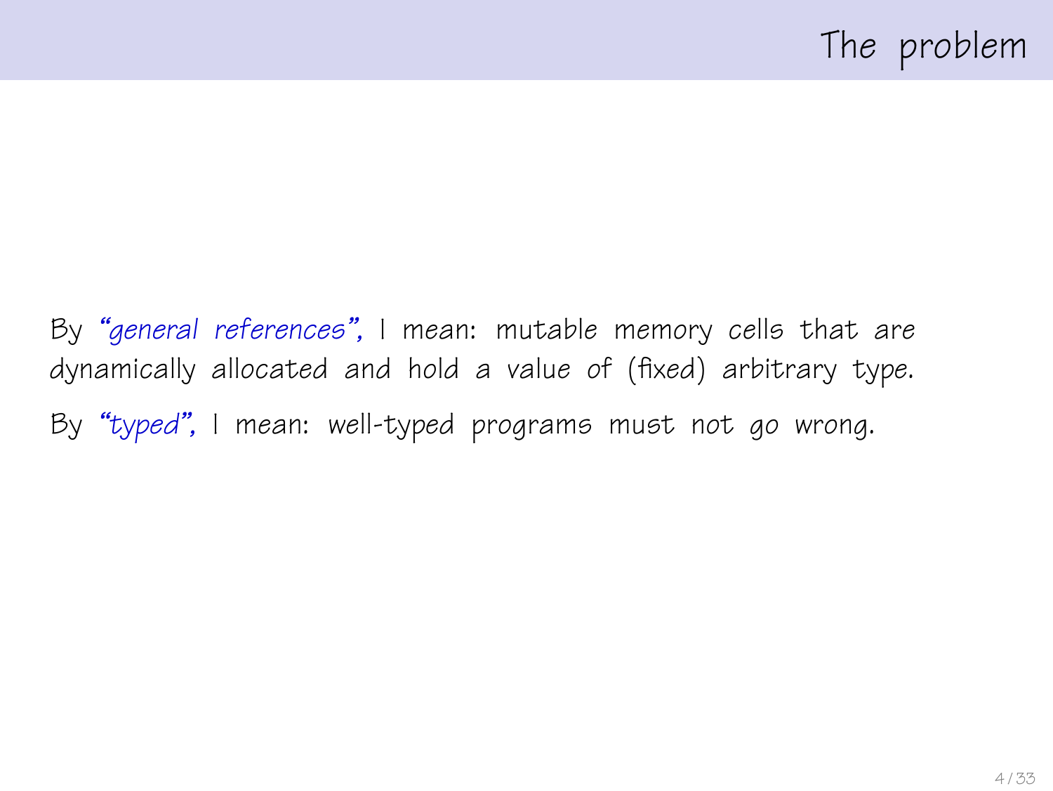# The problem

By *"general references"*, I mean: mutable memory cells that are dynamically allocated and hold a value of (fixed) arbitrary type.

By *"typed"*, I mean: well-typed programs must not go wrong.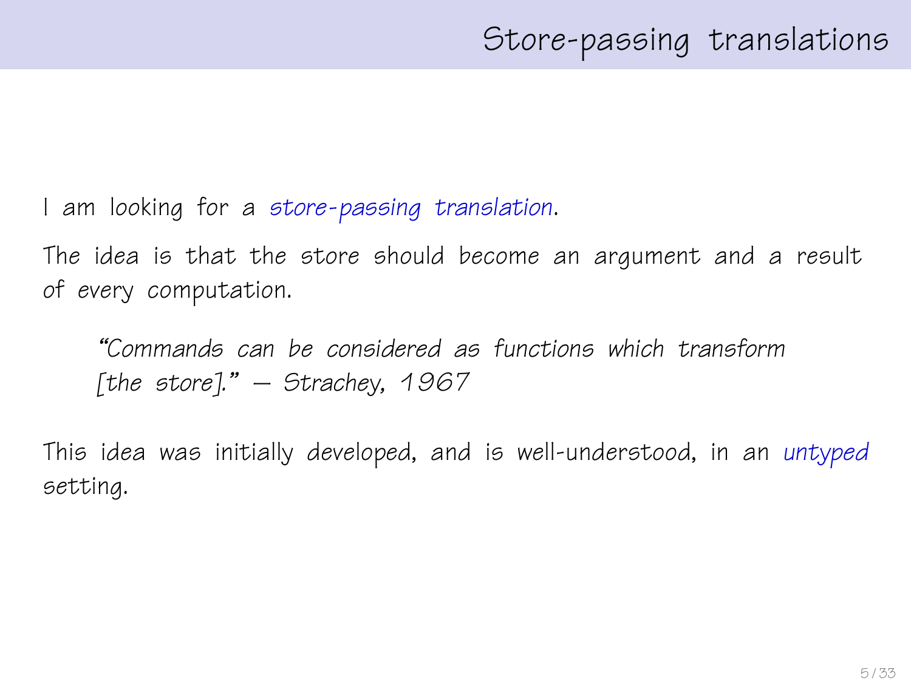# Store-passing translations

I am looking for a *store-passing translation*.

The idea is that the store should become an argument and a result of every computation.

> *"Commands can be considered as functions which transform [the store]." — Strachey, 1967*

This idea was initially developed, and is well-understood, in an *untyped* setting.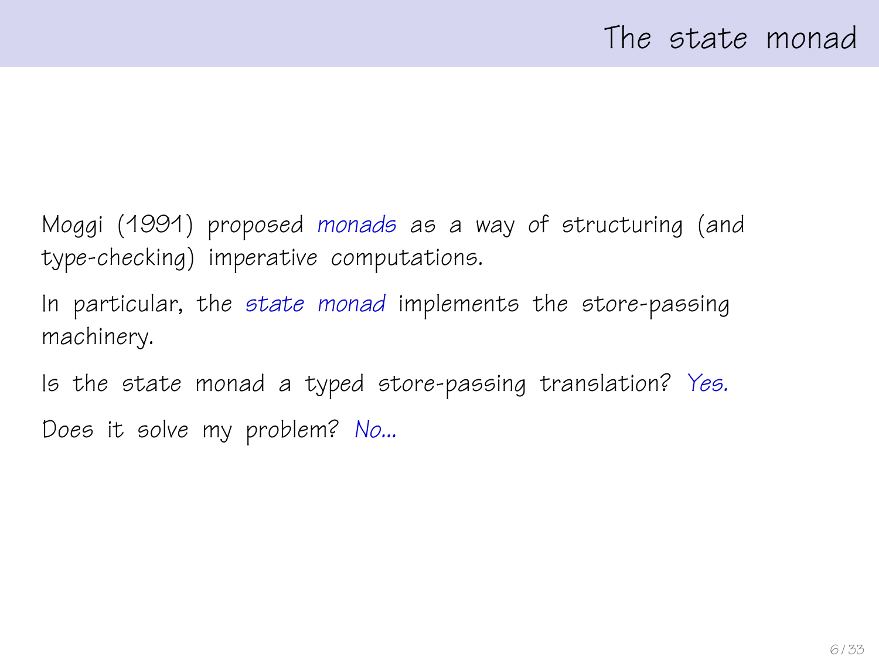# The state monad

Moggi (1991) proposed *monads* as a way of structuring (and type-checking) imperative computations.

In particular, the *state monad* implements the store-passing machinery.

Is the state monad a typed store-passing translation? *Yes.*

Does it solve my problem? *No...*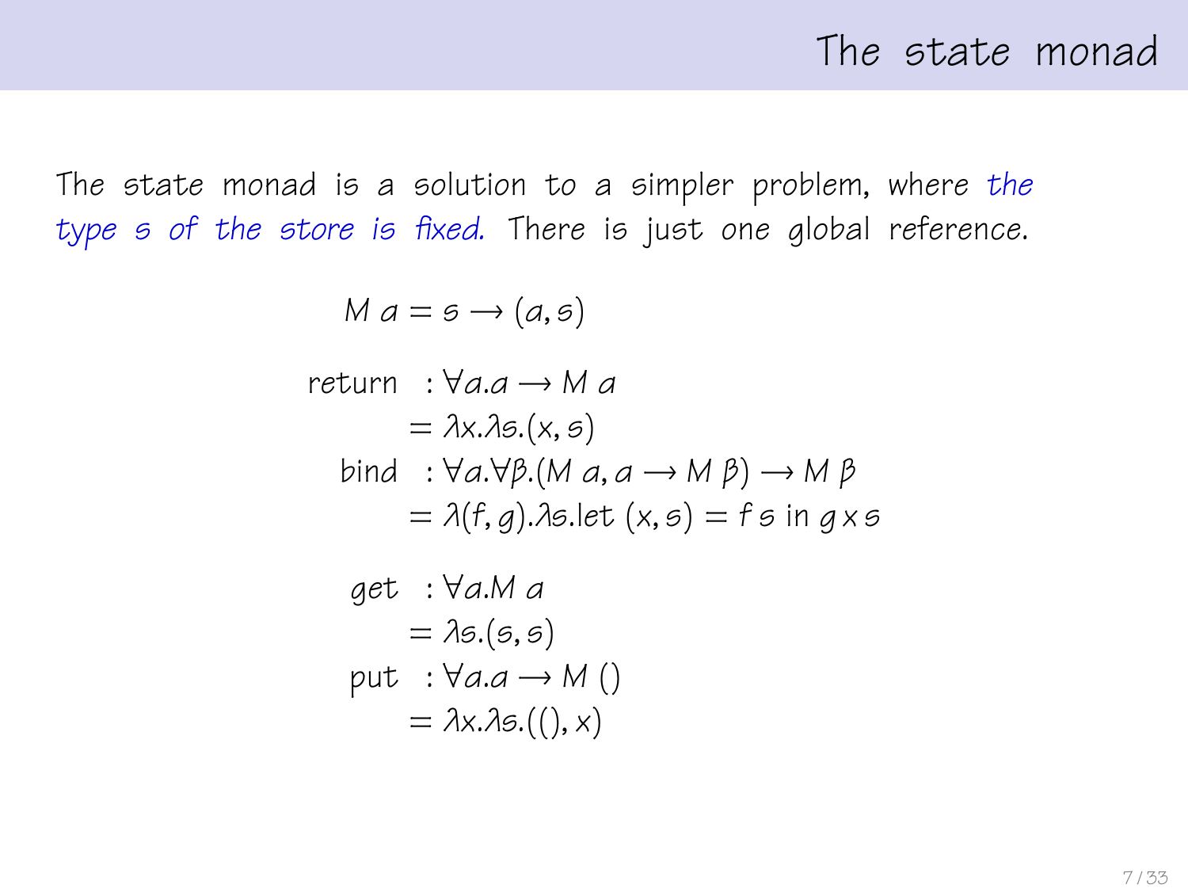# The state monad

The state monad is a solution to a simpler problem, where *the type s of the store is fixed.* There is just one global reference.

$$M\ \alpha = s \rightarrow (\alpha, s)$$

$$
\begin{aligned}
\text{return} &: \forall \alpha.\alpha \rightarrow M\ \alpha \\
&= \lambda x.\lambda s.(x, s) \\
\text{bind} &: \forall \alpha.\forall \beta.(M\ \alpha, \alpha \rightarrow M\ \beta) \rightarrow M\ \beta \\
&= \lambda(f, g).\lambda s.\text{let } (x, s) = f\ s \text{ in } g\ x\ s
\end{aligned}
$$

$$
\begin{aligned}
\text{get} &: \forall \alpha.M\ \alpha \\
&= \lambda s.(s, s) \\
\text{put} &: \forall \alpha.\alpha \rightarrow M\ () \\
&= \lambda x.\lambda s.((), x)
\end{aligned}
$$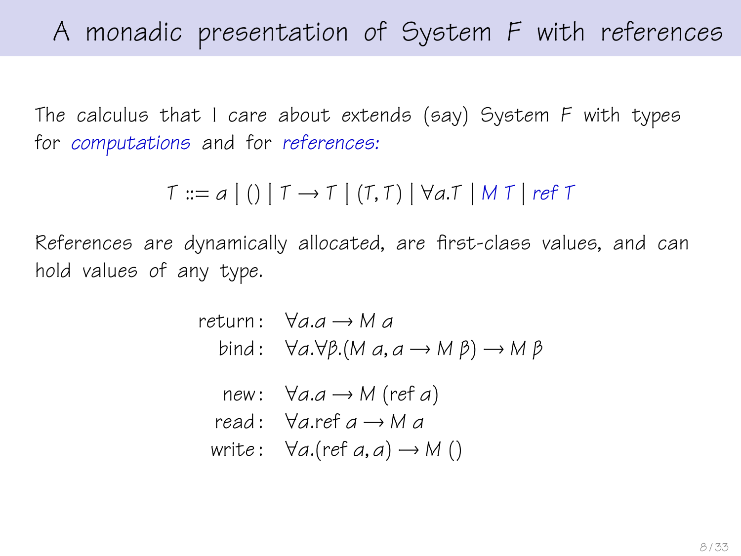# A monadic presentation of System F with references

The calculus that I care about extends (say) System F with types for *computations* and for *references:*

$$T ::= \alpha \mid () \mid T \rightarrow T \mid (T, T) \mid \forall \alpha.T \mid M\ T \mid ref\ T$$

References are dynamically allocated, are first-class values, and can hold values of any type.

$$\begin{aligned}
\text{return} &: \forall \alpha.\alpha \rightarrow M\ \alpha \\
\text{bind} &: \forall \alpha.\forall \beta.(M\ \alpha, \alpha \rightarrow M\ \beta) \rightarrow M\ \beta \\
\text{new} &: \forall \alpha.\alpha \rightarrow M\ (\text{ref}\ \alpha) \\
\text{read} &: \forall \alpha.\text{ref}\ \alpha \rightarrow M\ \alpha \\
\text{write} &: \forall \alpha.(\text{ref}\ \alpha, \alpha) \rightarrow M\ ()
\end{aligned}$$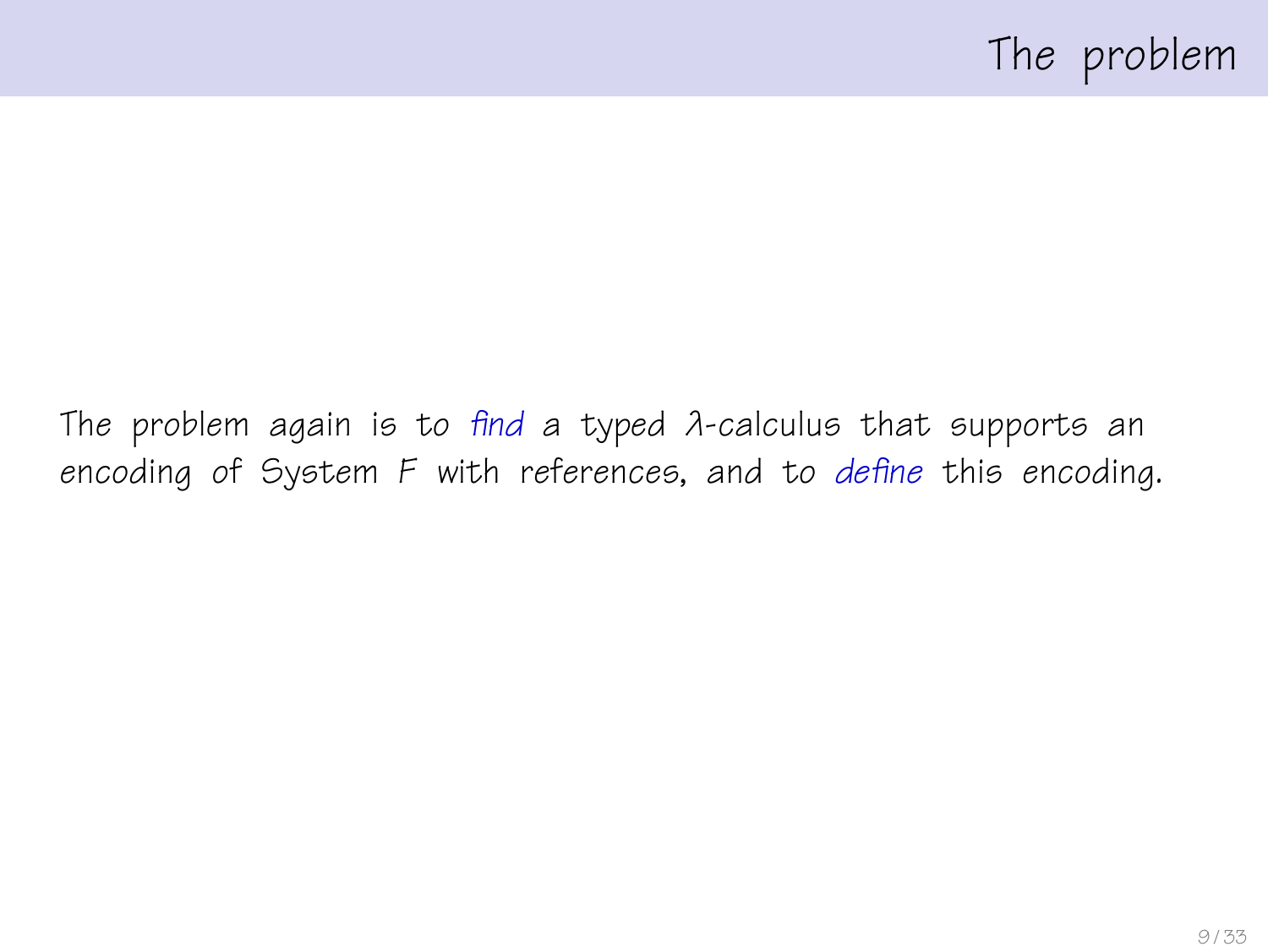# The problem

The problem again is to *find* a typed $\lambda$-calculus that supports an encoding of System $F$ with references, and to *define* this encoding.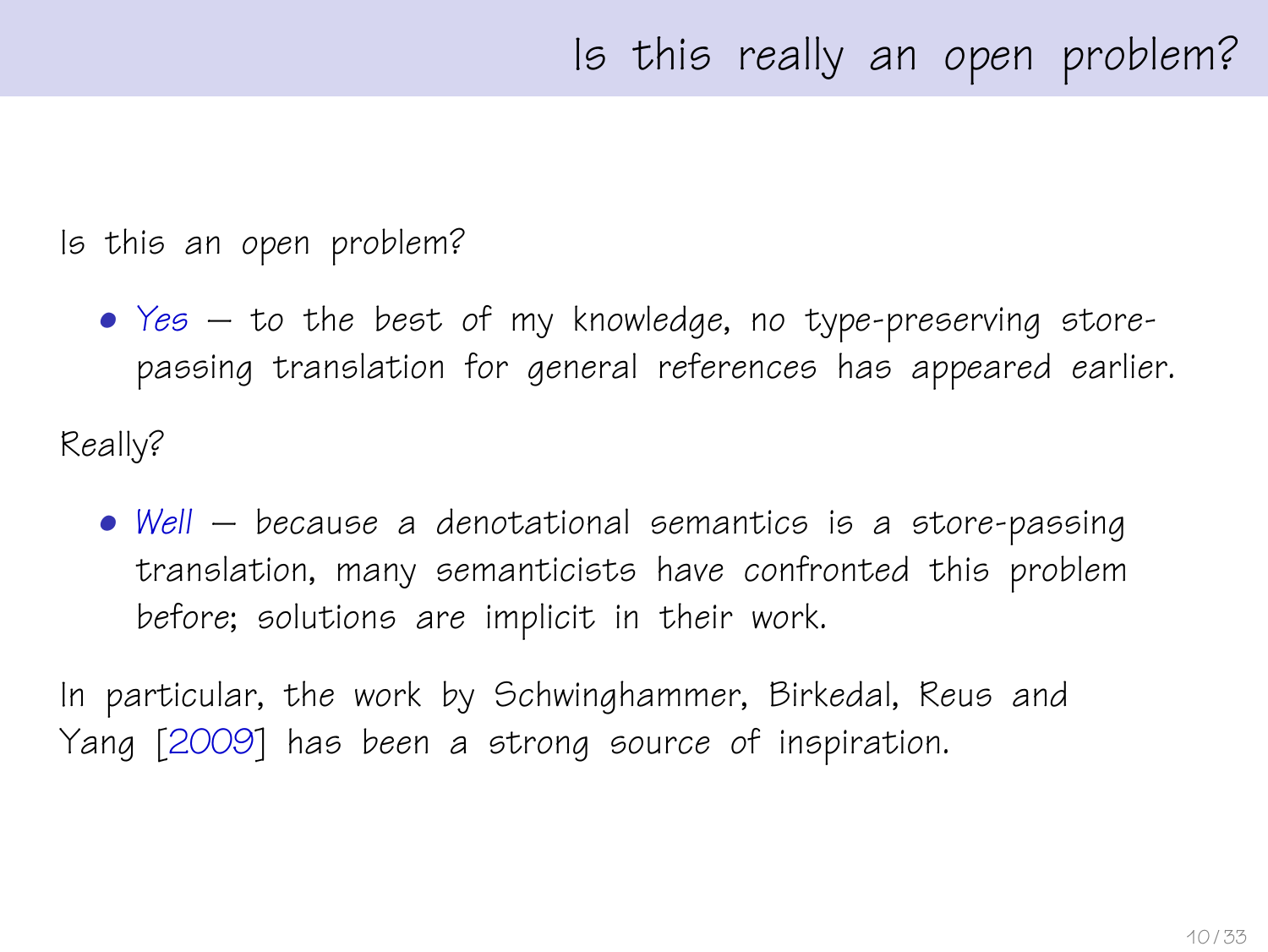# Is this really an open problem?

Is this an open problem?

- *Yes* — to the best of my knowledge, no type-preserving store-passing translation for general references has appeared earlier.

Really?

- *Well* — because a denotational semantics is a store-passing translation, many semanticists have confronted this problem before; solutions are implicit in their work.

In particular, the work by Schwinghammer, Birkedal, Reus and Yang [2009] has been a strong source of inspiration.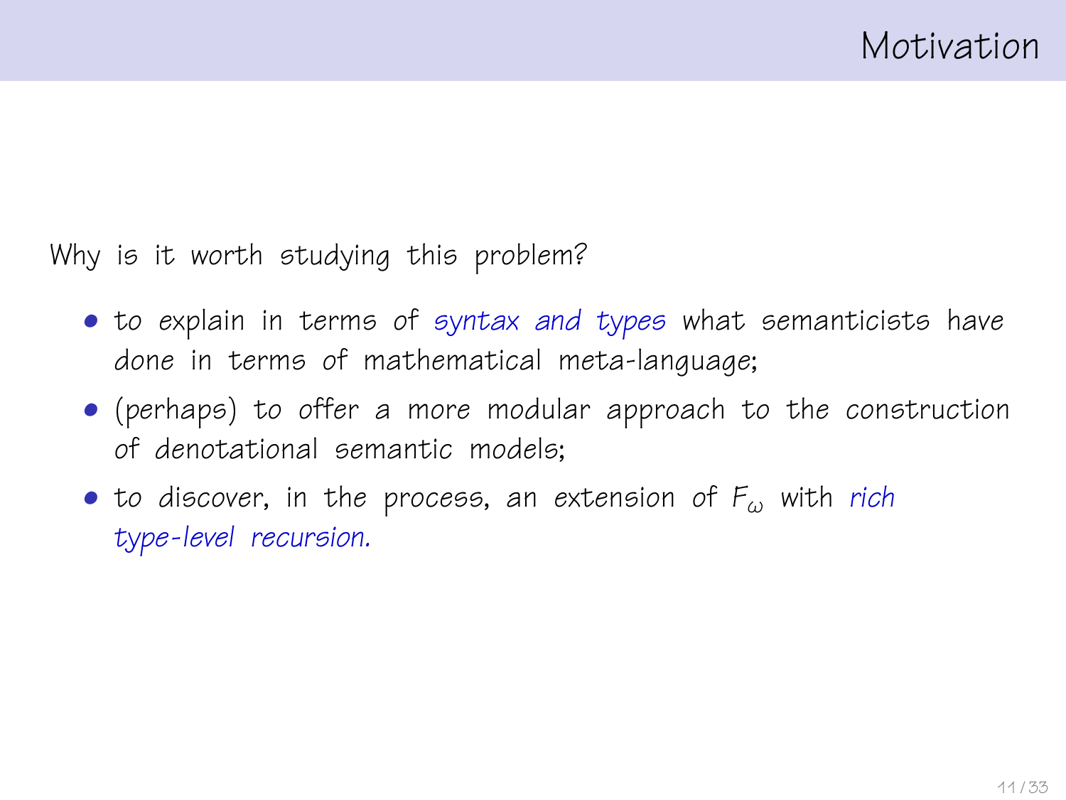# Motivation

Why is it worth studying this problem?

- to explain in terms of *syntax and types* what semanticists have done in terms of mathematical meta-language;
- (perhaps) to offer a more modular approach to the construction of denotational semantic models;
- to discover, in the process, an extension of $F_\omega$ with *rich type-level recursion.*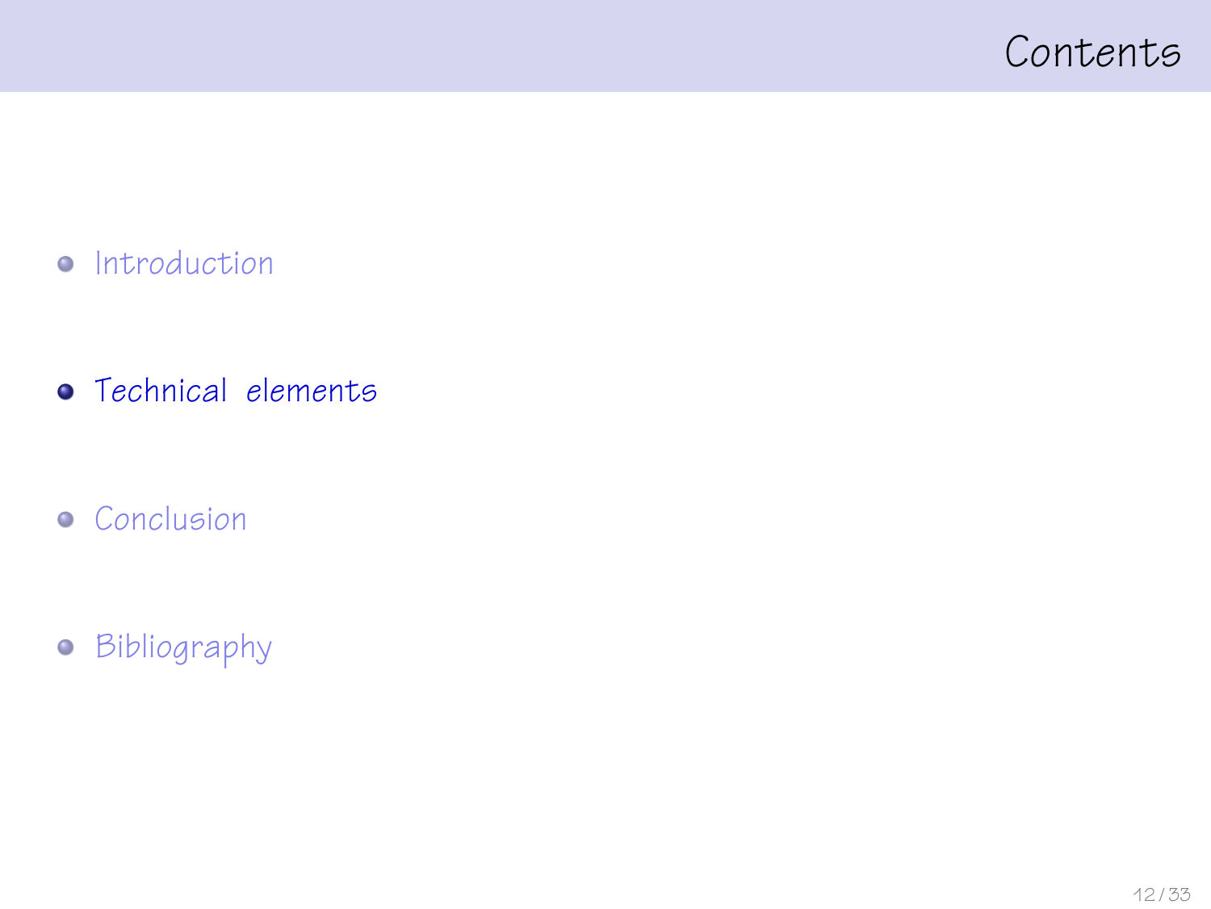# Contents

- Introduction
- Technical elements
- Conclusion
- Bibliography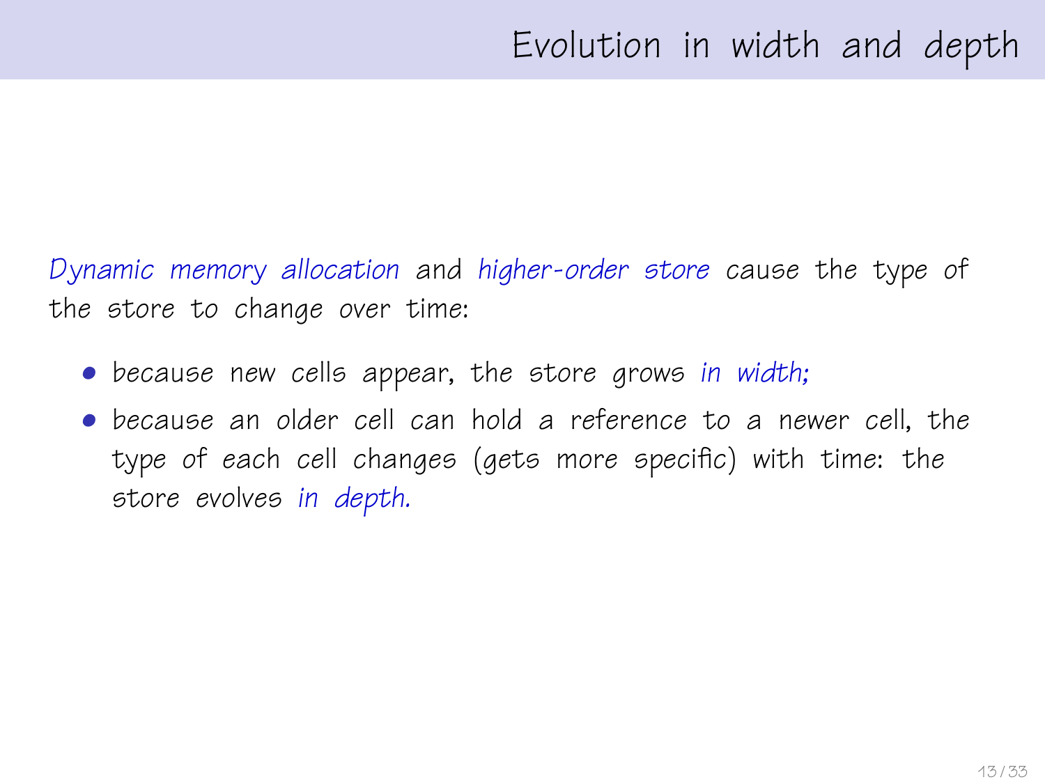# Evolution in width and depth

*Dynamic memory allocation* and *higher-order store* cause the type of the store to change over time:

- because new cells appear, the store grows *in width;*
- because an older cell can hold a reference to a newer cell, the type of each cell changes (gets more specific) with time: the store evolves *in depth.*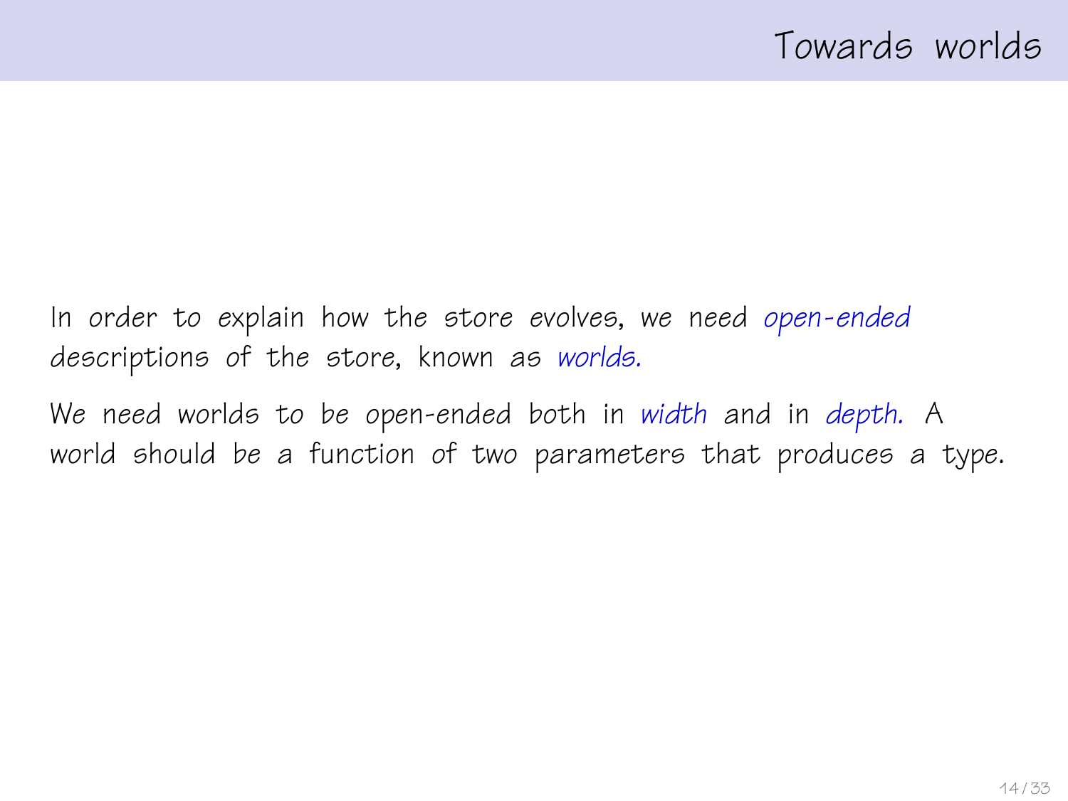# Towards worlds

In order to explain how the store evolves, we need *open-ended* descriptions of the store, known as *worlds.*

We need worlds to be open-ended both in *width* and in *depth.* A world should be a function of two parameters that produces a type.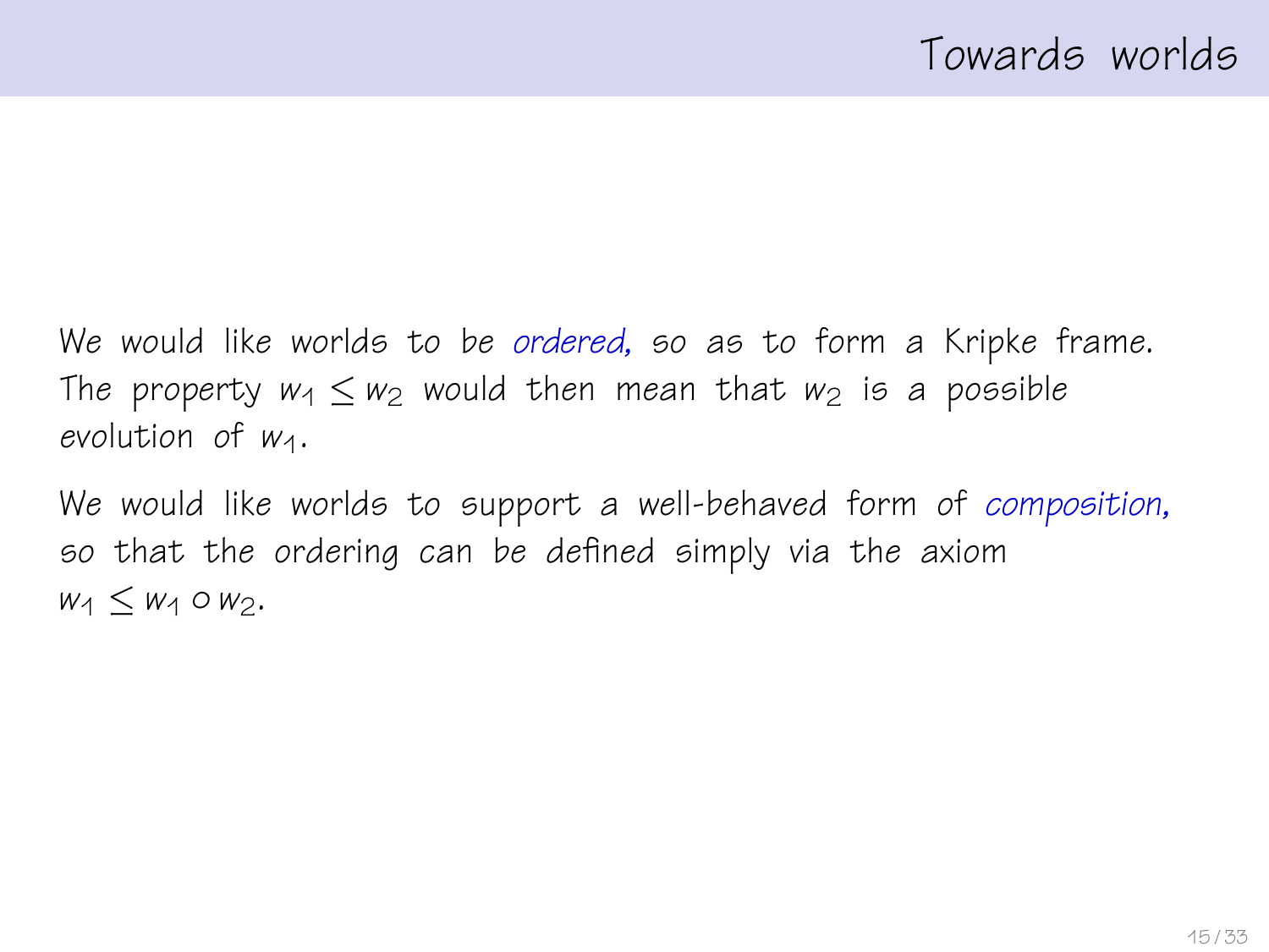## Towards worlds

We would like worlds to be *ordered*, so as to form a Kripke frame. The property $w_1 \leq w_2$ would then mean that $w_2$ is a possible evolution of $w_1$.

We would like worlds to support a well-behaved form of *composition*, so that the ordering can be defined simply via the axiom $w_1 \leq w_1 \circ w_2$.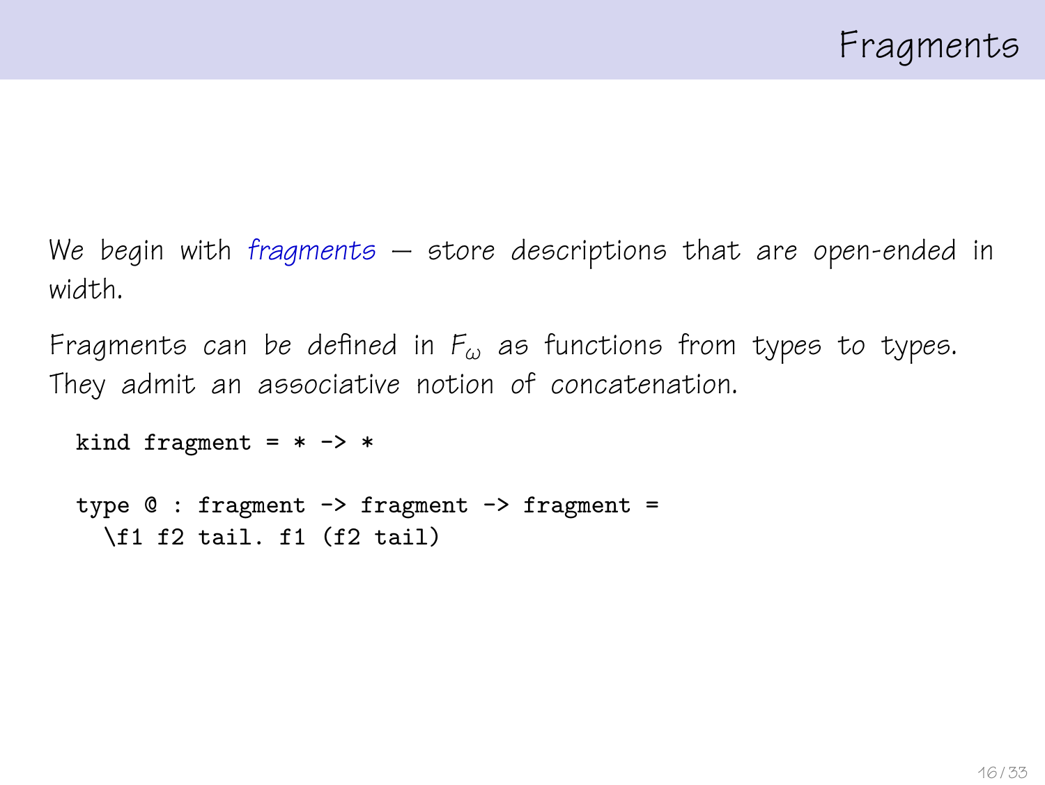# Fragments

We begin with *fragments* — store descriptions that are open-ended in width.

Fragments can be defined in $F_\omega$ as functions from types to types. They admit an associative notion of concatenation.

```
kind fragment = * -> *

type @ : fragment -> fragment -> fragment =
  \f1 f2 tail. f1 (f2 tail)
```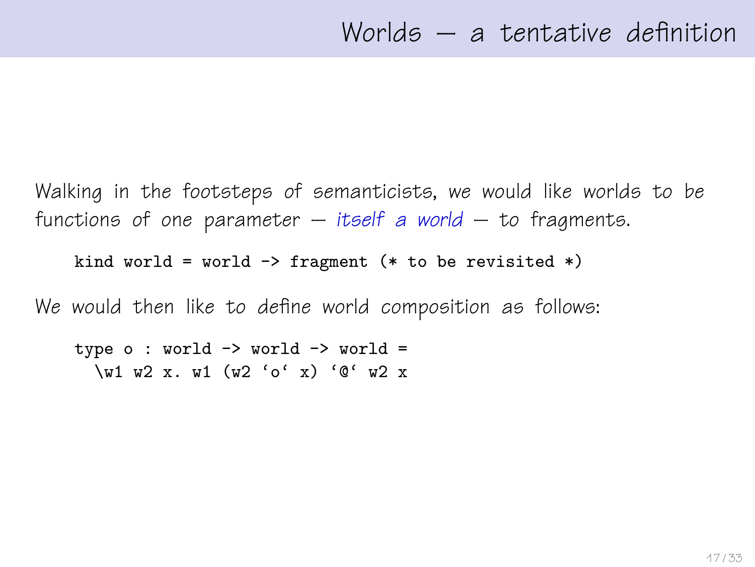# Worlds — a tentative definition

Walking in the footsteps of semanticists, we would like worlds to be functions of one parameter — *itself a world* — to fragments.

```
kind world = world -> fragment (* to be revisited *)
```

We would then like to define world composition as follows:

```
type o : world -> world -> world =
  \w1 w2 x. w1 (w2 `o` x) `@` w2 x
```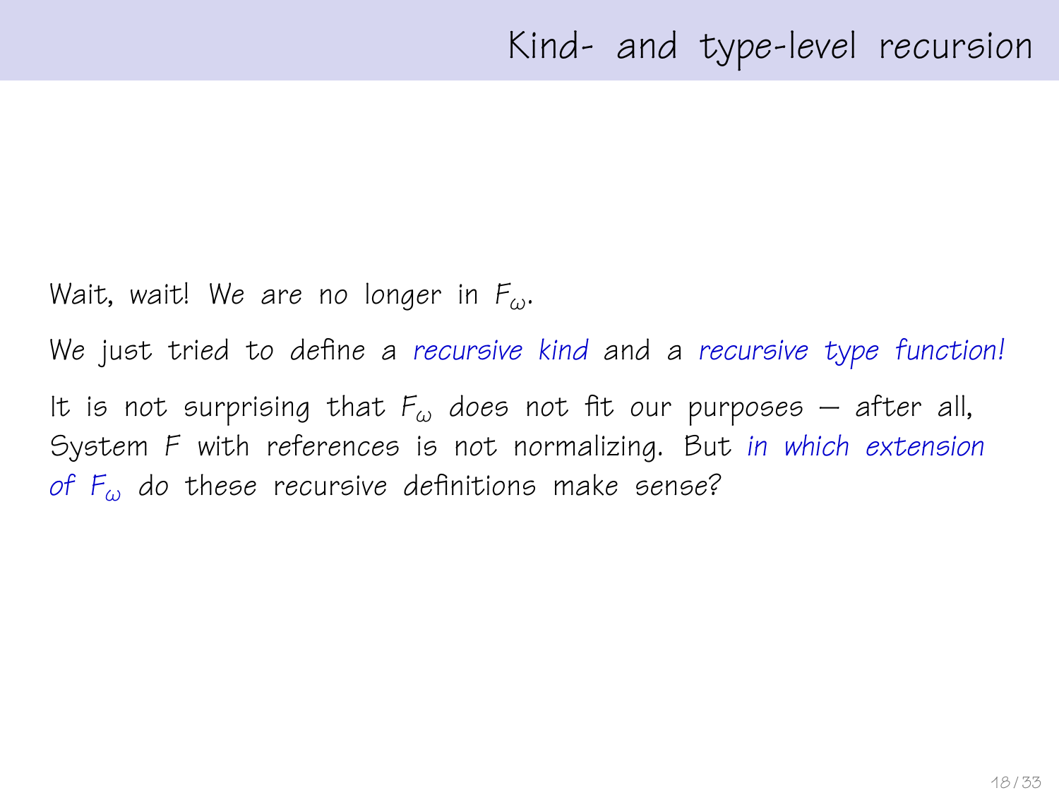# Kind- and type-level recursion

Wait, wait! We are no longer in $F_\omega$.

We just tried to define a *recursive kind* and a *recursive type function!*

It is not surprising that $F_\omega$ does not fit our purposes — after all, System F with references is not normalizing. But *in which extension of $F_\omega$* do these recursive definitions make sense?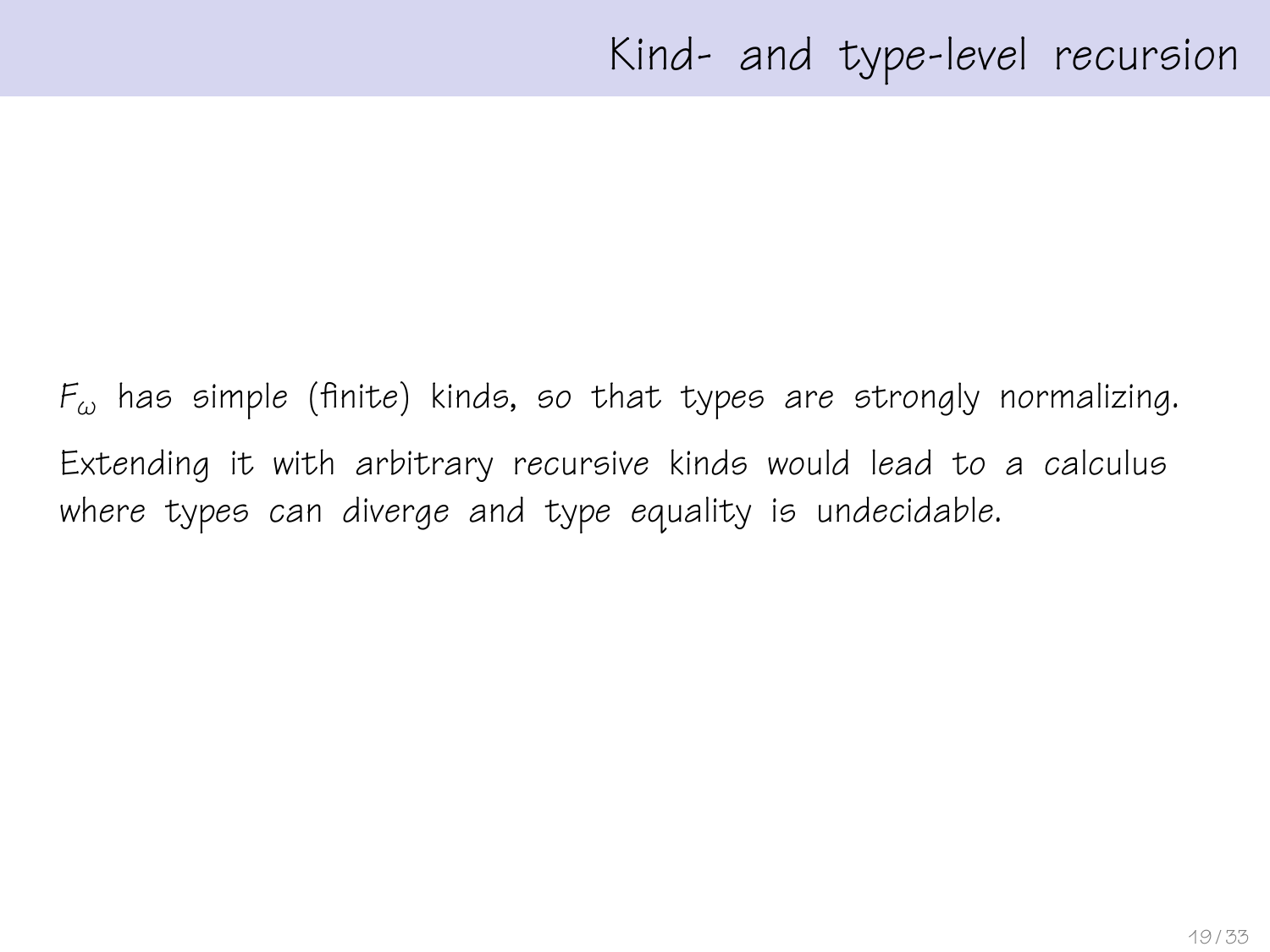# Kind- and type-level recursion

$F_\omega$ has simple (finite) kinds, so that types are strongly normalizing.

Extending it with arbitrary recursive kinds would lead to a calculus where types can diverge and type equality is undecidable.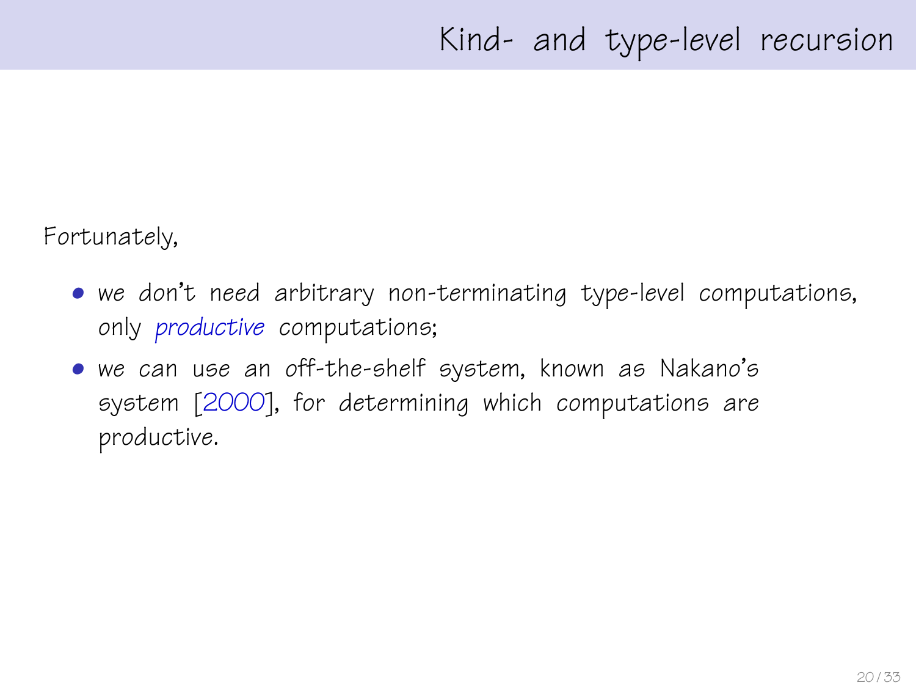# Kind- and type-level recursion

Fortunately,

- we don't need arbitrary non-terminating type-level computations, only *productive* computations;
- we can use an off-the-shelf system, known as Nakano's system [2000], for determining which computations are productive.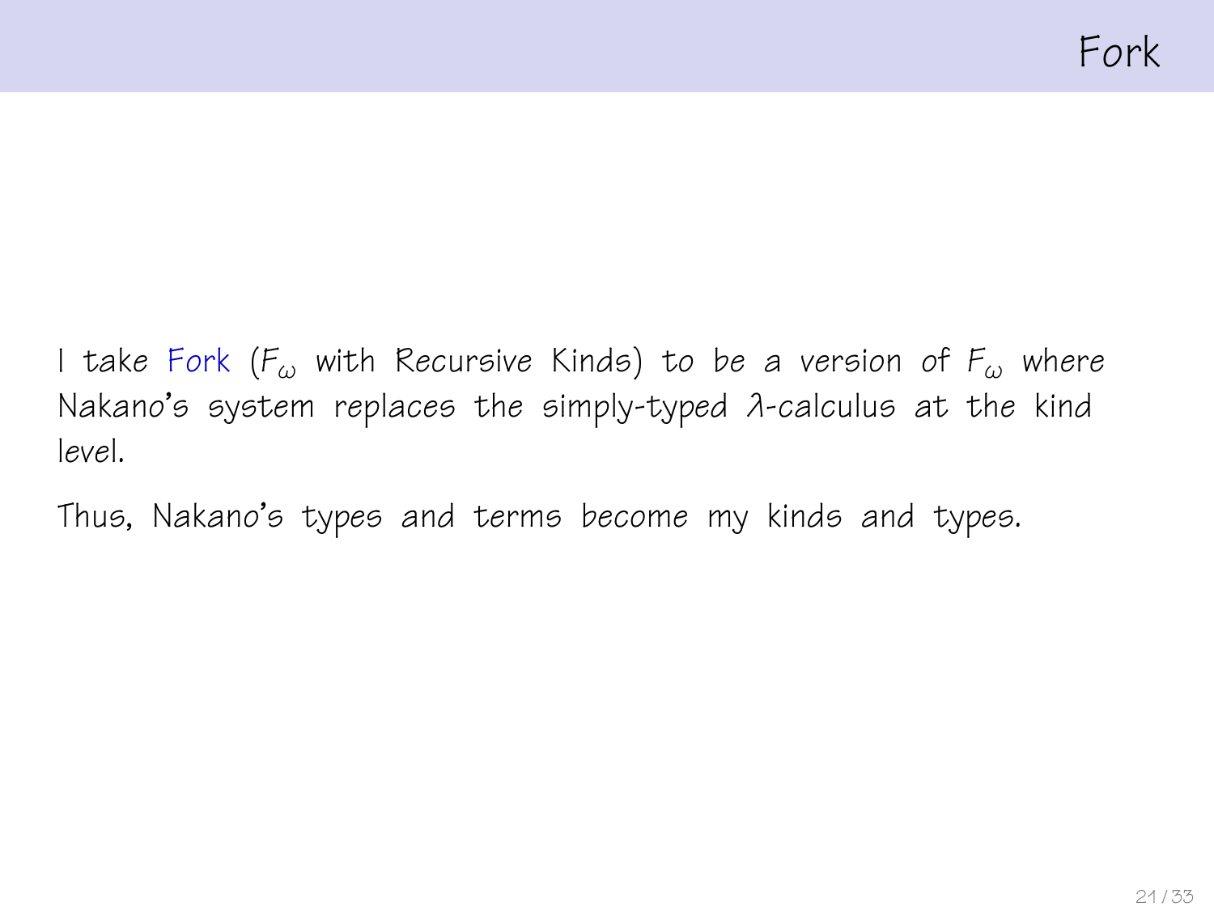# Fork

I take Fork ($F_\omega$ with Recursive Kinds) to be a version of $F_\omega$ where Nakano's system replaces the simply-typed $\lambda$-calculus at the kind level.

Thus, Nakano's types and terms become my kinds and types.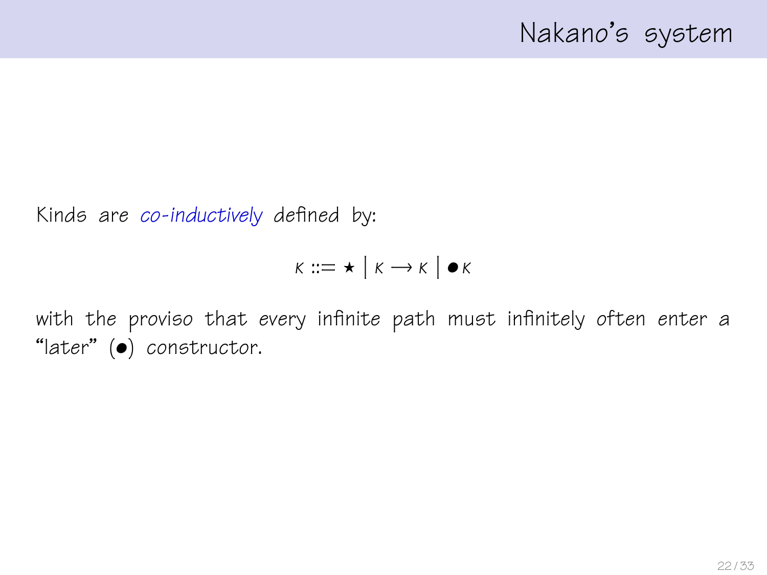# Nakano's system

Kinds are *co-inductively* defined by:

$$\kappa ::= \star \mid \kappa \longrightarrow \kappa \mid \bullet\kappa$$

with the proviso that *every* infinite path must infinitely often enter a "later" ($\bullet$) constructor.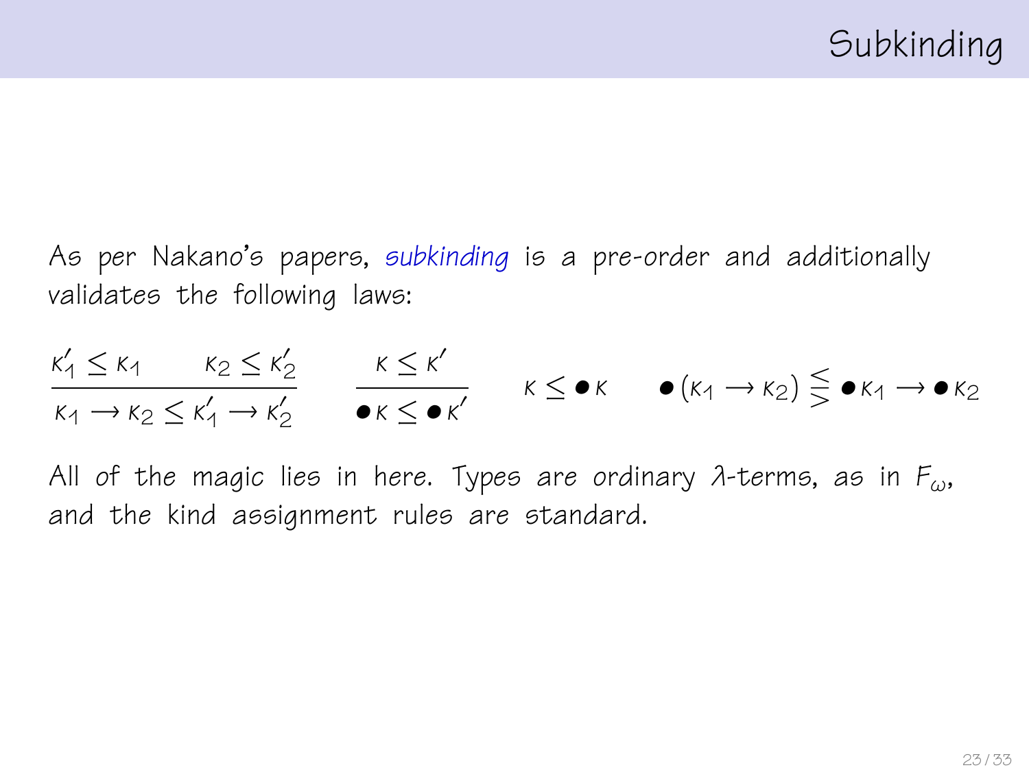# Subkinding

As per Nakano's papers, *subkinding* is a pre-order and additionally validates the following laws:

$$\frac{\kappa_1' \leq \kappa_1 \qquad \kappa_2 \leq \kappa_2'}{\kappa_1 \rightarrow \kappa_2 \leq \kappa_1' \rightarrow \kappa_2'} \qquad \frac{\kappa \leq \kappa'}{\bullet\kappa \leq \bullet\kappa'} \qquad \kappa \leq \bullet\kappa \qquad \bullet(\kappa_1 \rightarrow \kappa_2) \lesseqgtr \bullet\kappa_1 \rightarrow \bullet\kappa_2$$

All of the magic lies in here. Types are ordinary $\lambda$-terms, as in $F_\omega$, and the kind assignment rules are standard.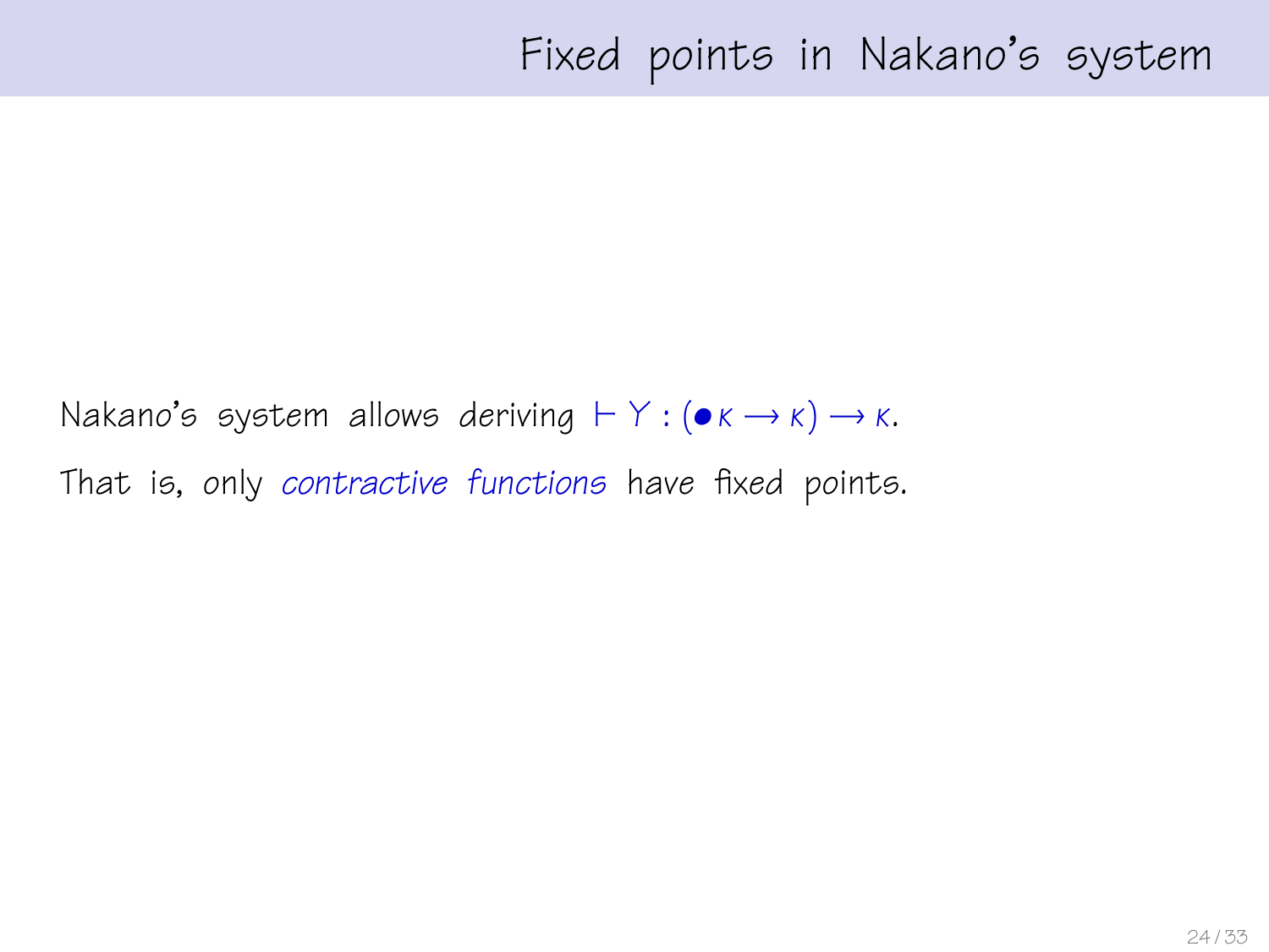# Fixed points in Nakano's system

Nakano's system allows deriving $\vdash Y : (\bullet\kappa \longrightarrow \kappa) \longrightarrow \kappa$.

That is, only *contractive functions* have fixed points.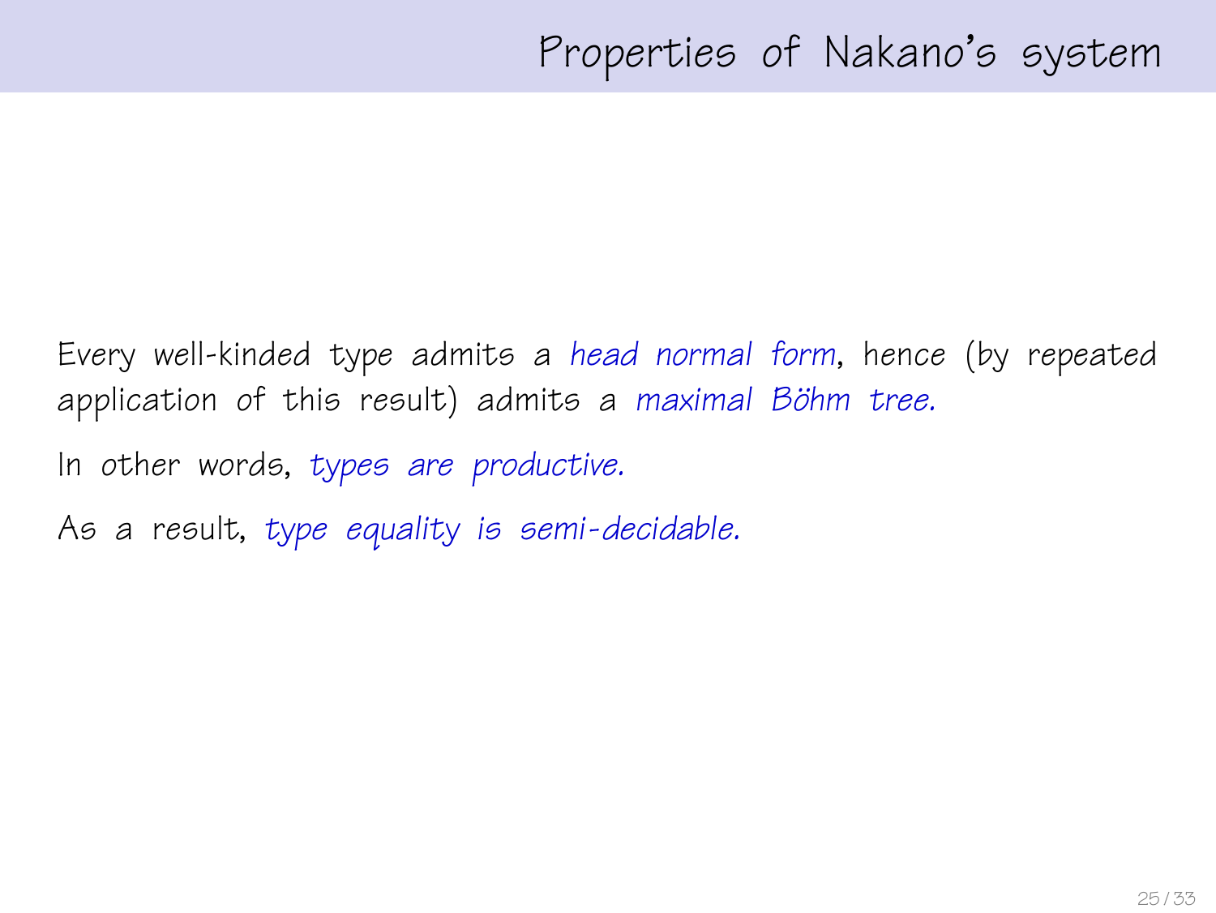# Properties of Nakano's system

Every well-kinded type admits a *head normal form*, hence (by repeated application of this result) admits a *maximal Böhm tree.*

In other words, *types are productive.*

As a result, *type equality is semi-decidable.*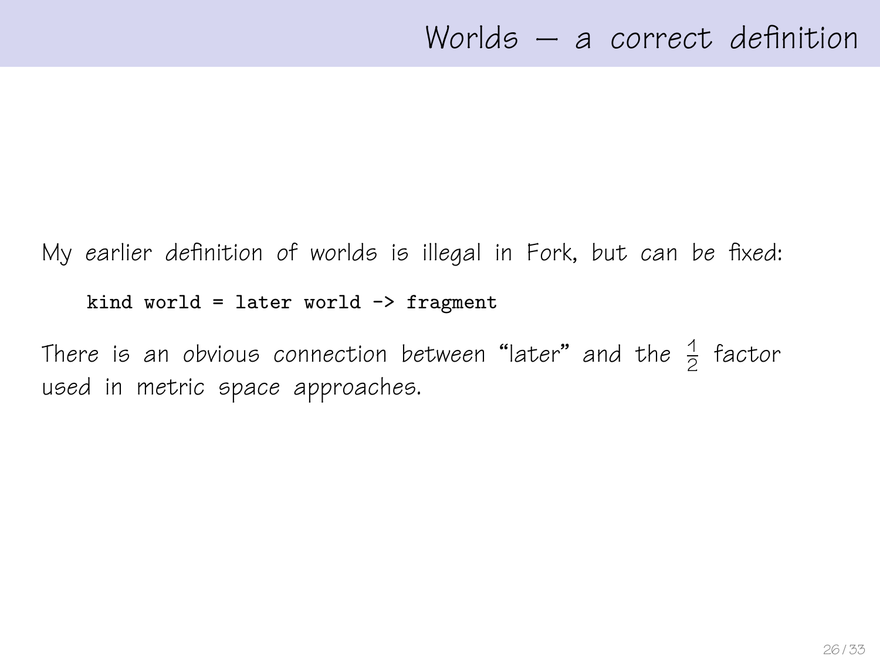# Worlds — a correct definition

My earlier definition of worlds is illegal in Fork, but can be fixed:

```
kind world = later world -> fragment
```

There is an obvious connection between “later” and the $\frac{1}{2}$ factor used in metric space approaches.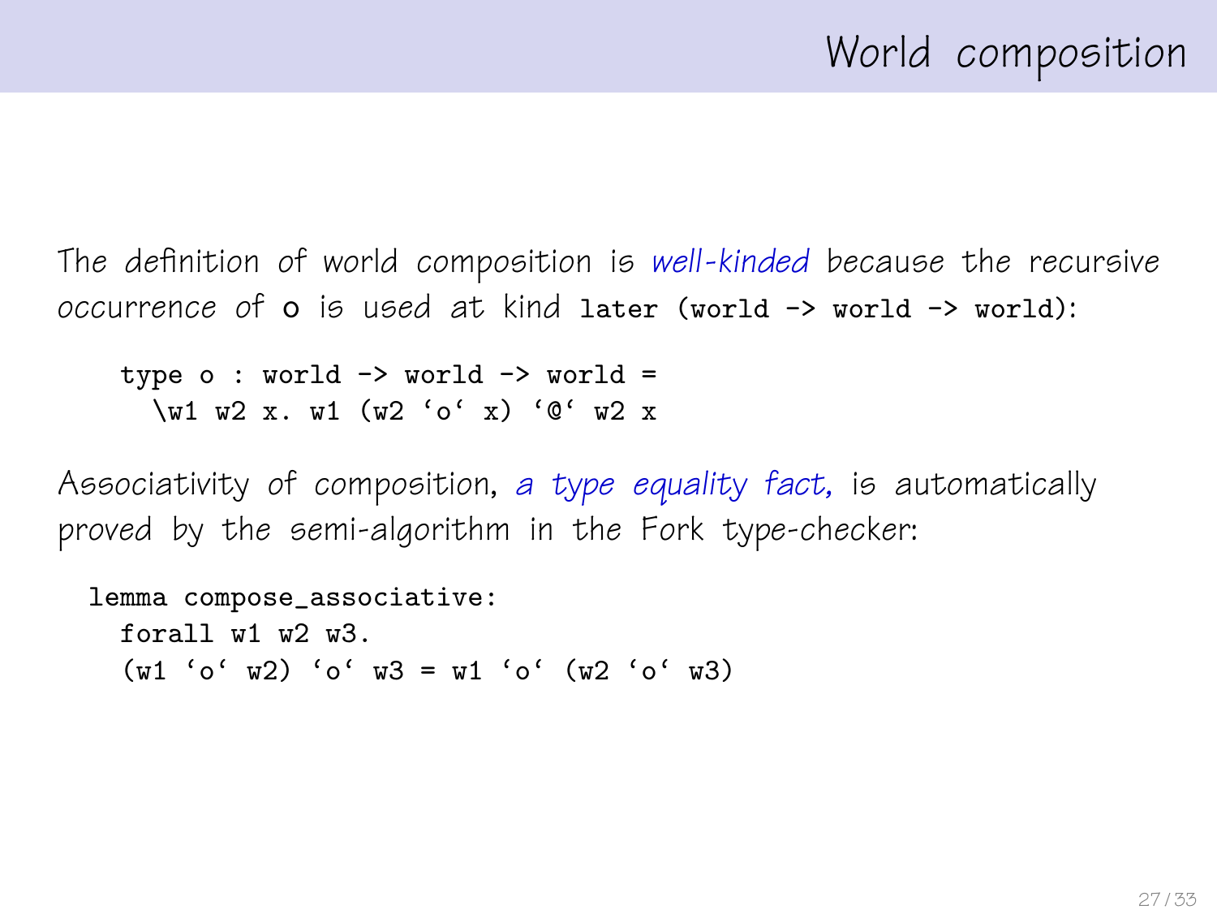# World composition

The definition of world composition is *well-kinded* because the recursive occurrence of `o` is used at kind `later (world -> world -> world)`:

```
type o : world -> world -> world =
  \w1 w2 x. w1 (w2 `o` x) `@` w2 x
```

Associativity of composition, *a type equality fact*, is automatically proved by the semi-algorithm in the Fork type-checker:

```
lemma compose_associative:
  forall w1 w2 w3.
  (w1 `o` w2) `o` w3 = w1 `o` (w2 `o` w3)
```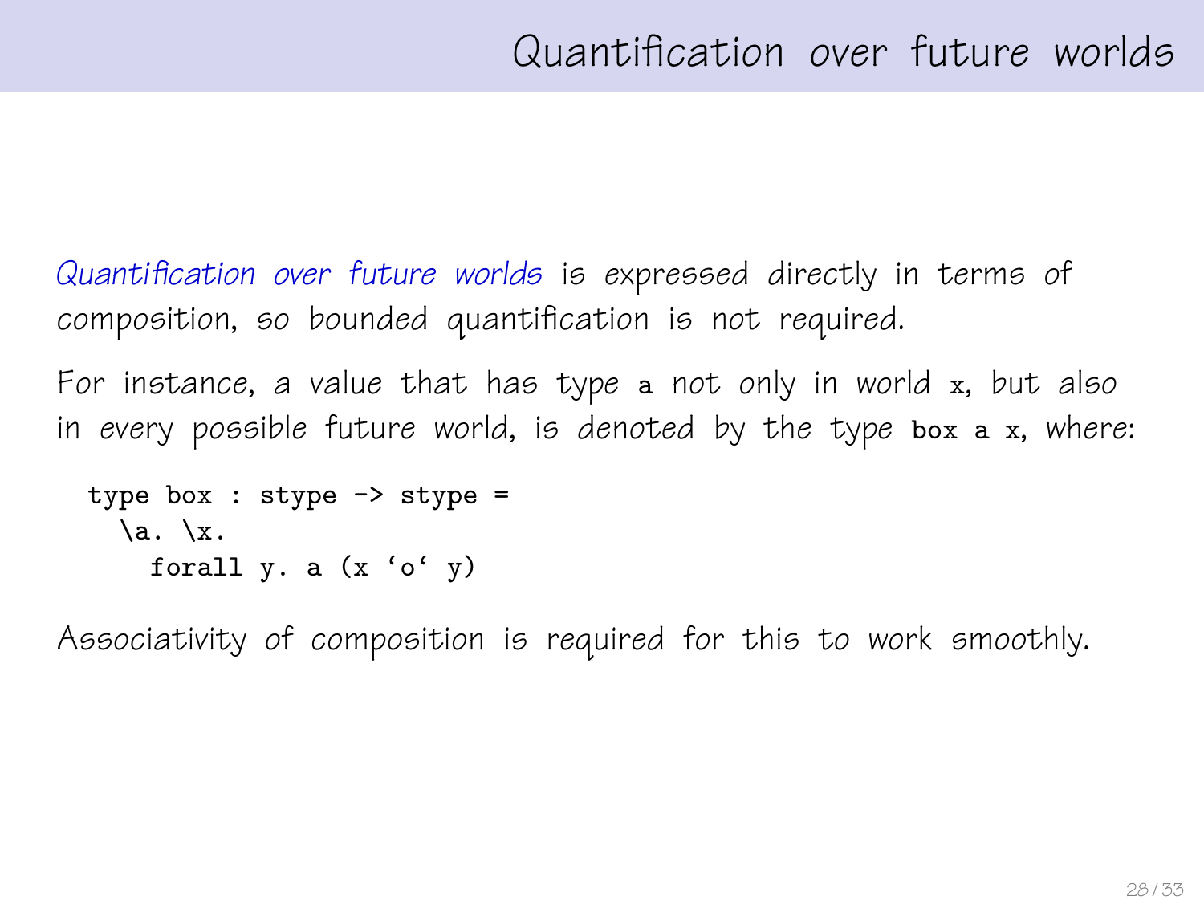# Quantification over future worlds

*Quantification over future worlds* is expressed directly in terms of composition, so bounded quantification is not required.

For instance, a value that has type `a` not only in world `x`, but also in *every* possible future world, is denoted by the type `box a x`, where:

```
type box : stype -> stype =
  \a. \x.
    forall y. a (x `o` y)
```

Associativity of composition is required for this to work smoothly.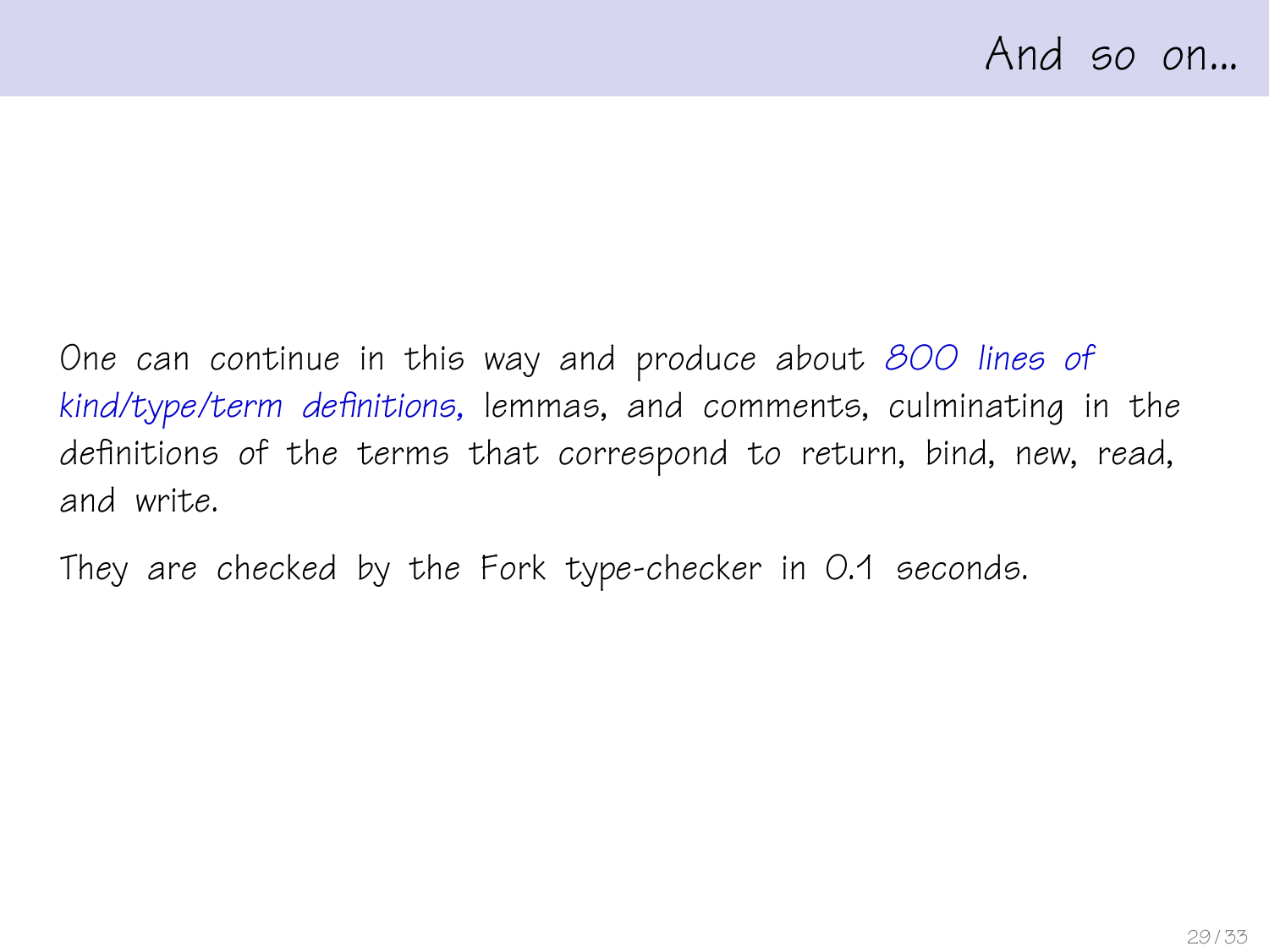## And so on...

One can continue in this way and produce about *800 lines of kind/type/term definitions*, lemmas, and comments, culminating in the definitions of the terms that correspond to return, bind, new, read, and write.

They are checked by the Fork type-checker in 0.1 seconds.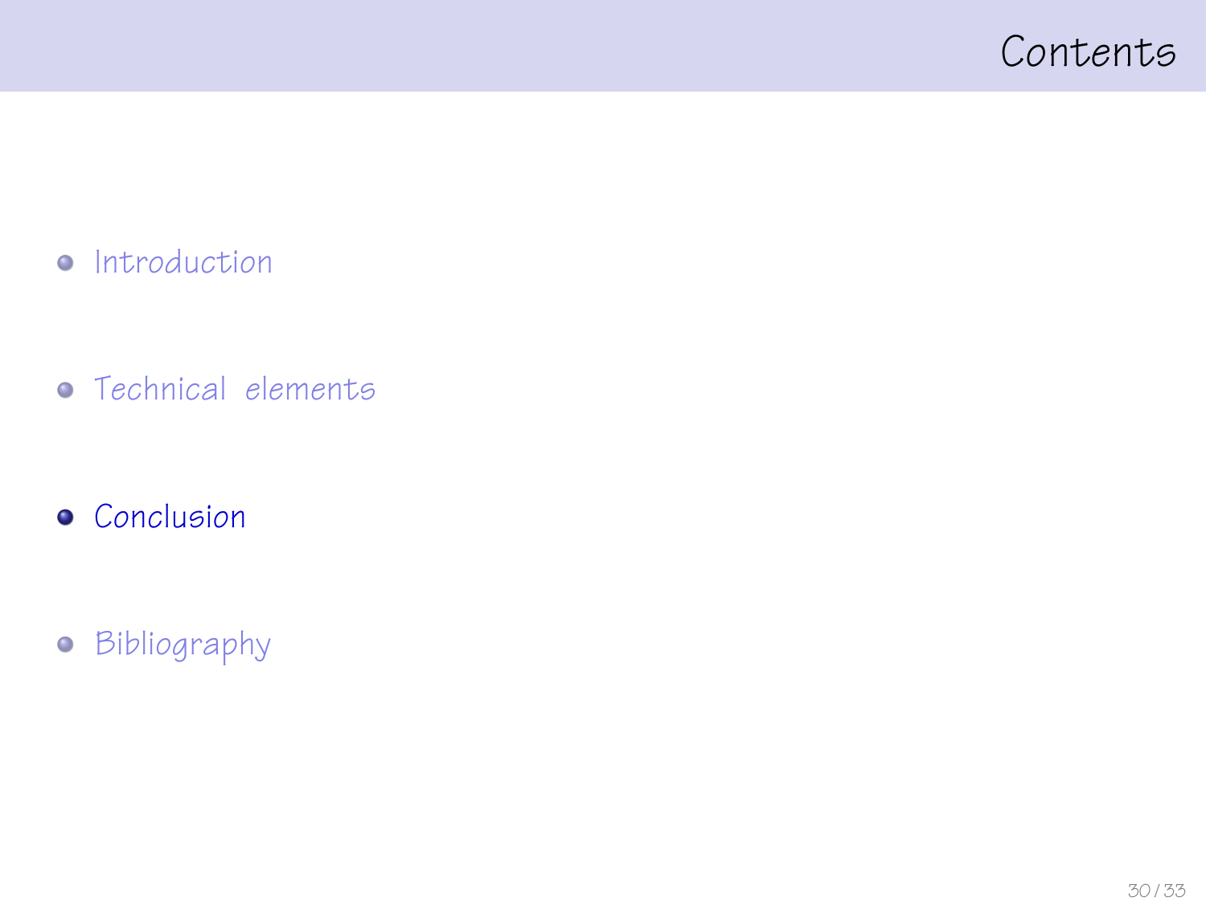# Contents

- Introduction
- Technical elements
- Conclusion
- Bibliography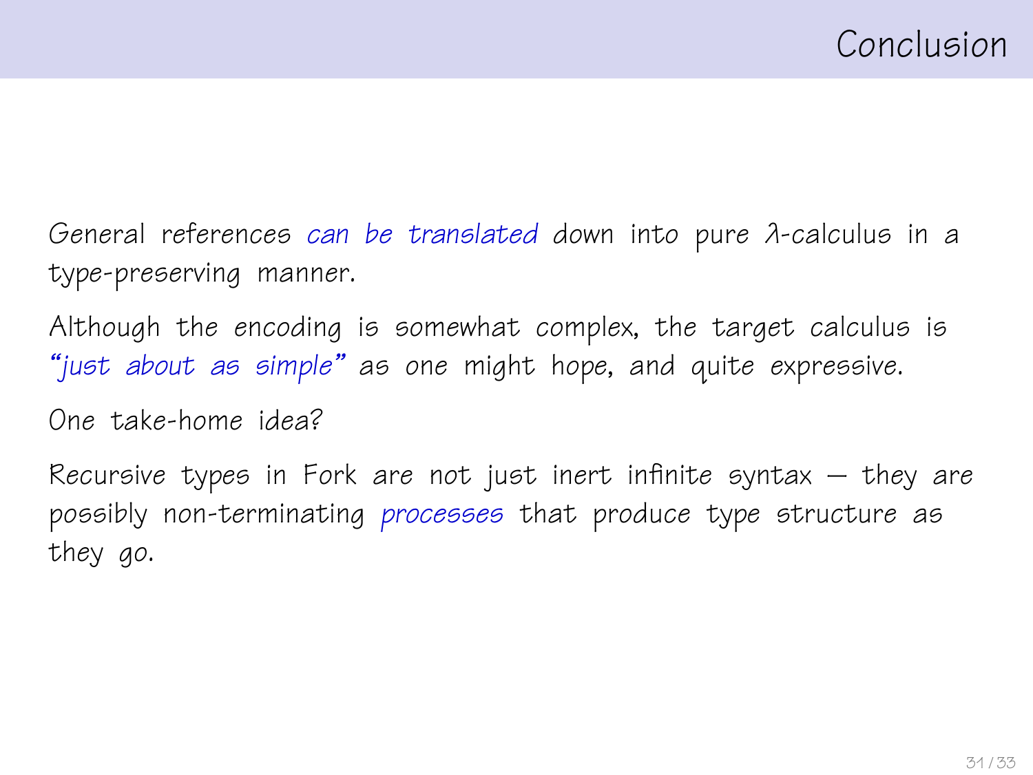# Conclusion

General references *can be translated* down into pure $\lambda$-calculus in a type-preserving manner.

Although the encoding is somewhat complex, the target calculus is *"just about as simple"* as one might hope, and quite expressive.

One take-home idea?

Recursive types in Fork are not just inert infinite syntax — they are possibly non-terminating *processes* that produce type structure as they go.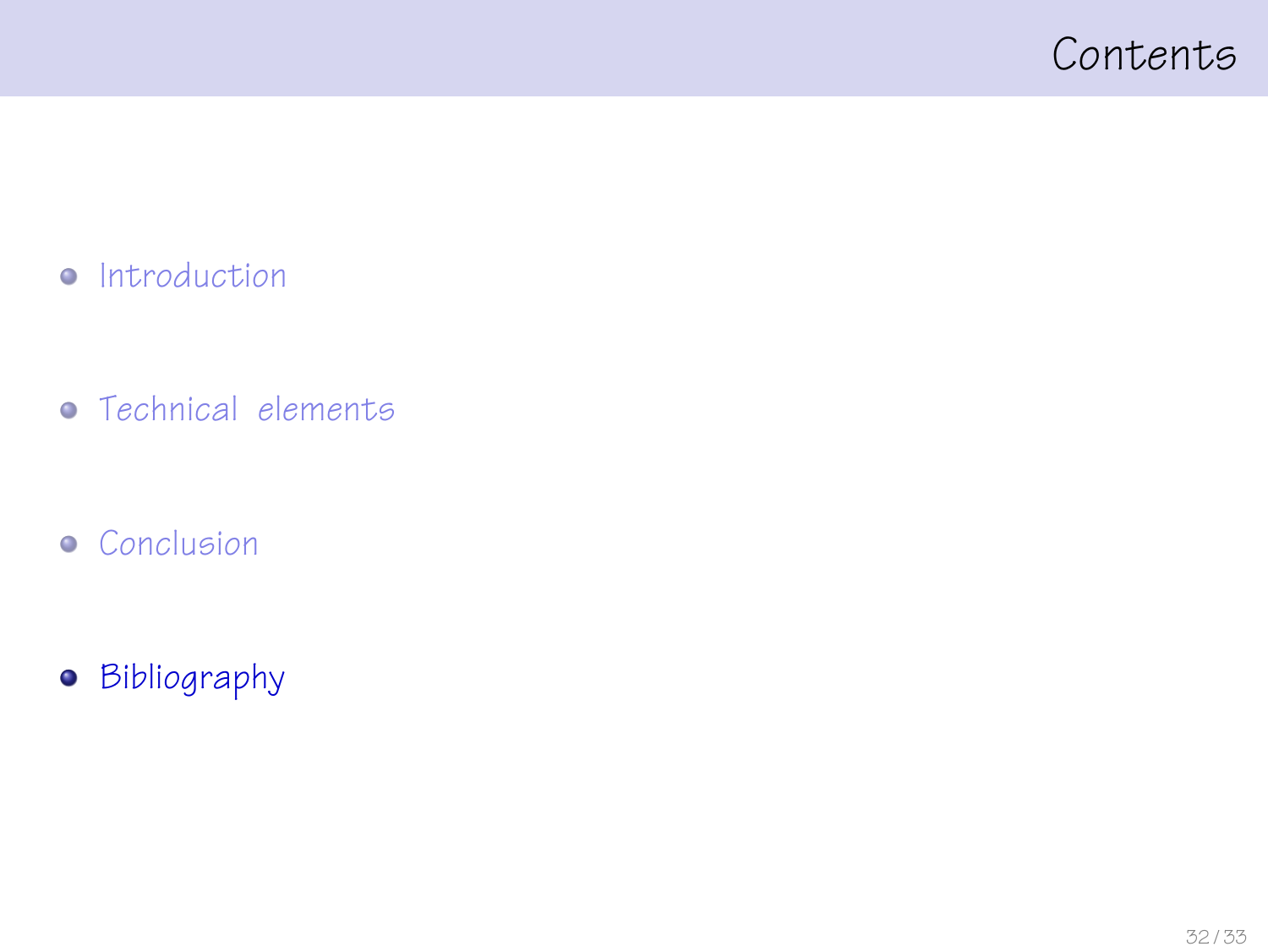# Contents

- Introduction
- Technical elements
- Conclusion
- **Bibliography**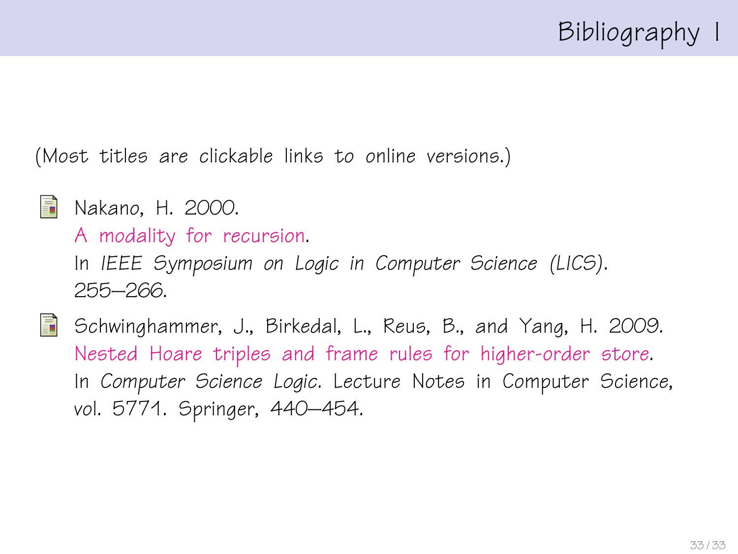# Bibliography I

(Most titles are clickable links to online versions.)

- Nakano, H. 2000.
  A modality for recursion.
  In *IEEE Symposium on Logic in Computer Science (LICS)*.
  255–266.

- Schwinghammer, J., Birkedal, L., Reus, B., and Yang, H. 2009.
  Nested Hoare triples and frame rules for higher-order store.
  In *Computer Science Logic*. Lecture Notes in Computer Science,
  vol. 5771. Springer, 440–454.